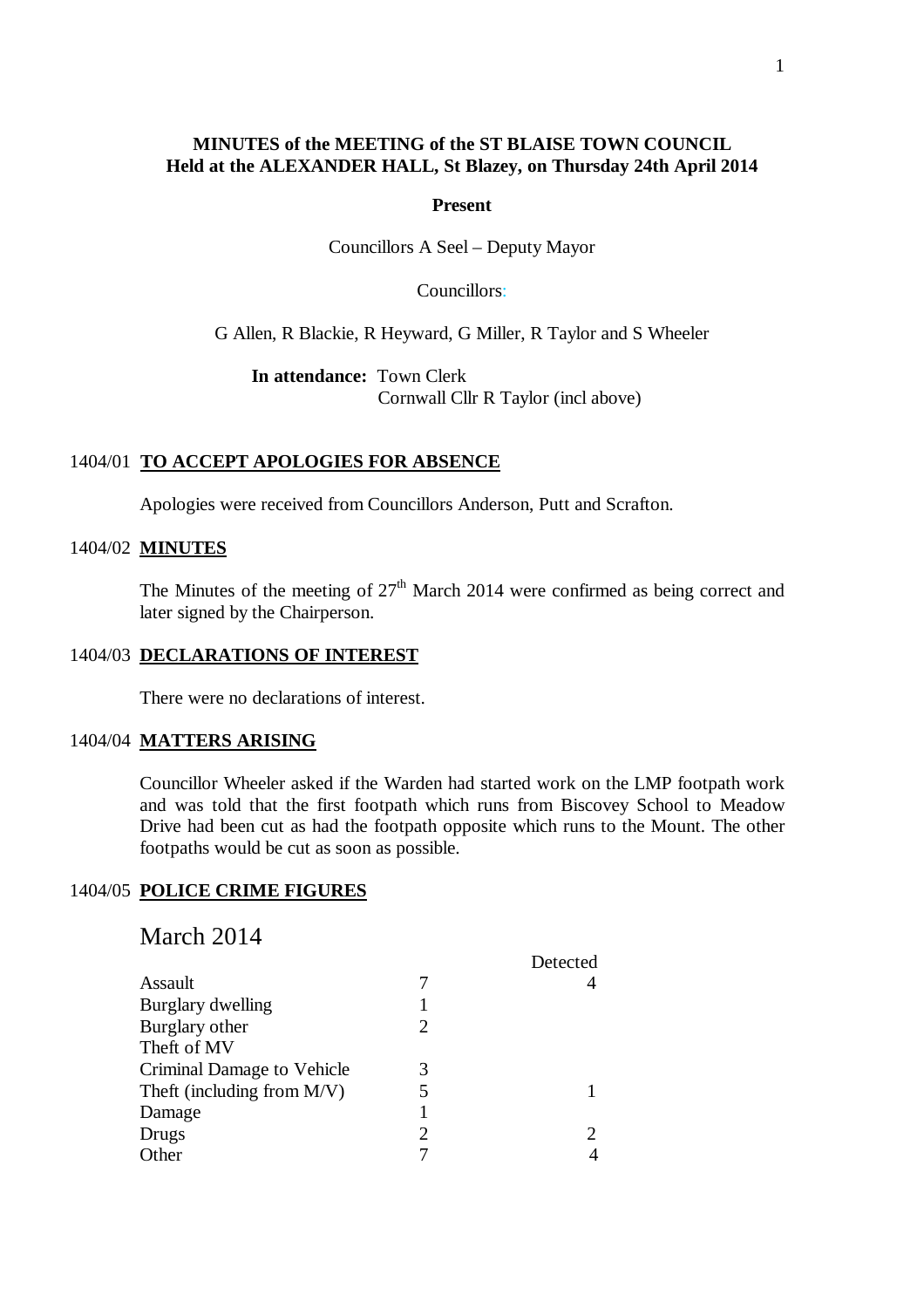**MINUTES of the MEETING of the ST BLAISE TOWN COUNCIL**
**Held at the ALEXANDER HALL, St Blazey, on Thursday 24th April 2014**

**Present**

Councillors A Seel – Deputy Mayor

Councillors:

G Allen, R Blackie, R Heyward, G Miller, R Taylor and S Wheeler

**In attendance:** Town Clerk
Cornwall Cllr R Taylor (incl above)

1404/01 **TO ACCEPT APOLOGIES FOR ABSENCE**

Apologies were received from Councillors Anderson, Putt and Scrafton.

1404/02 **MINUTES**

The Minutes of the meeting of 27th March 2014 were confirmed as being correct and later signed by the Chairperson.

1404/03 **DECLARATIONS OF INTEREST**

There were no declarations of interest.

1404/04 **MATTERS ARISING**

Councillor Wheeler asked if the Warden had started work on the LMP footpath work and was told that the first footpath which runs from Biscovey School to Meadow Drive had been cut as had the footpath opposite which runs to the Mount. The other footpaths would be cut as soon as possible.

1404/05 **POLICE CRIME FIGURES**

March 2014

| | | Detected |
|---|---|---|
| Assault | 7 | 4 |
| Burglary dwelling | 1 | |
| Burglary other | 2 | |
| Theft of MV | | |
| Criminal Damage to Vehicle | 3 | |
| Theft (including from M/V) | 5 | 1 |
| Damage | 1 | |
| Drugs | 2 | 2 |
| Other | 7 | 4 |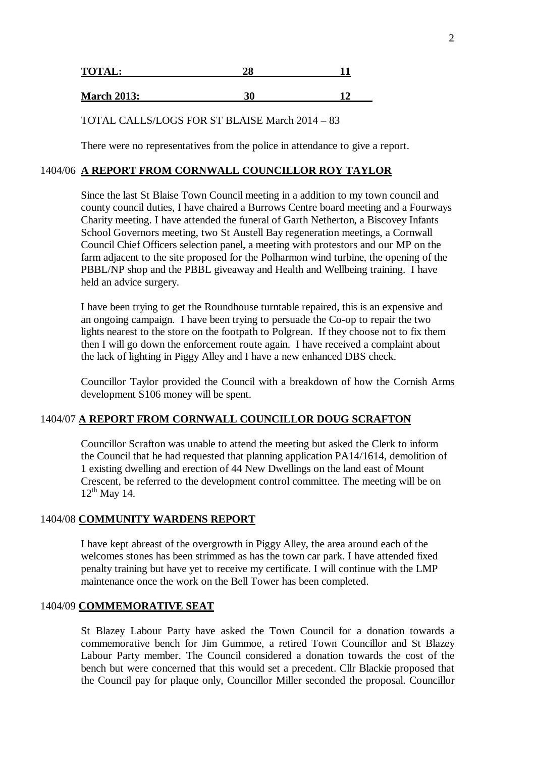| TOTAL: | 28 | 11 |
|---|---|---|
| March 2013: | 30 | 12 |

TOTAL CALLS/LOGS FOR ST BLAISE March 2014 – 83

There were no representatives from the police in attendance to give a report.

## 1404/06 A REPORT FROM CORNWALL COUNCILLOR ROY TAYLOR

Since the last St Blaise Town Council meeting in a addition to my town council and county council duties, I have chaired a Burrows Centre board meeting and a Fourways Charity meeting. I have attended the funeral of Garth Netherton, a Biscovey Infants School Governors meeting, two St Austell Bay regeneration meetings, a Cornwall Council Chief Officers selection panel, a meeting with protestors and our MP on the farm adjacent to the site proposed for the Polharmon wind turbine, the opening of the PBBL/NP shop and the PBBL giveaway and Health and Wellbeing training. I have held an advice surgery.

I have been trying to get the Roundhouse turntable repaired, this is an expensive and an ongoing campaign. I have been trying to persuade the Co-op to repair the two lights nearest to the store on the footpath to Polgrean. If they choose not to fix them then I will go down the enforcement route again. I have received a complaint about the lack of lighting in Piggy Alley and I have a new enhanced DBS check.

Councillor Taylor provided the Council with a breakdown of how the Cornish Arms development S106 money will be spent.

## 1404/07 A REPORT FROM CORNWALL COUNCILLOR DOUG SCRAFTON

Councillor Scrafton was unable to attend the meeting but asked the Clerk to inform the Council that he had requested that planning application PA14/1614, demolition of 1 existing dwelling and erection of 44 New Dwellings on the land east of Mount Crescent, be referred to the development control committee. The meeting will be on 12th May 14.

## 1404/08 COMMUNITY WARDENS REPORT

I have kept abreast of the overgrowth in Piggy Alley, the area around each of the welcomes stones has been strimmed as has the town car park. I have attended fixed penalty training but have yet to receive my certificate. I will continue with the LMP maintenance once the work on the Bell Tower has been completed.

## 1404/09 COMMEMORATIVE SEAT

St Blazey Labour Party have asked the Town Council for a donation towards a commemorative bench for Jim Gummoe, a retired Town Councillor and St Blazey Labour Party member. The Council considered a donation towards the cost of the bench but were concerned that this would set a precedent. Cllr Blackie proposed that the Council pay for plaque only, Councillor Miller seconded the proposal. Councillor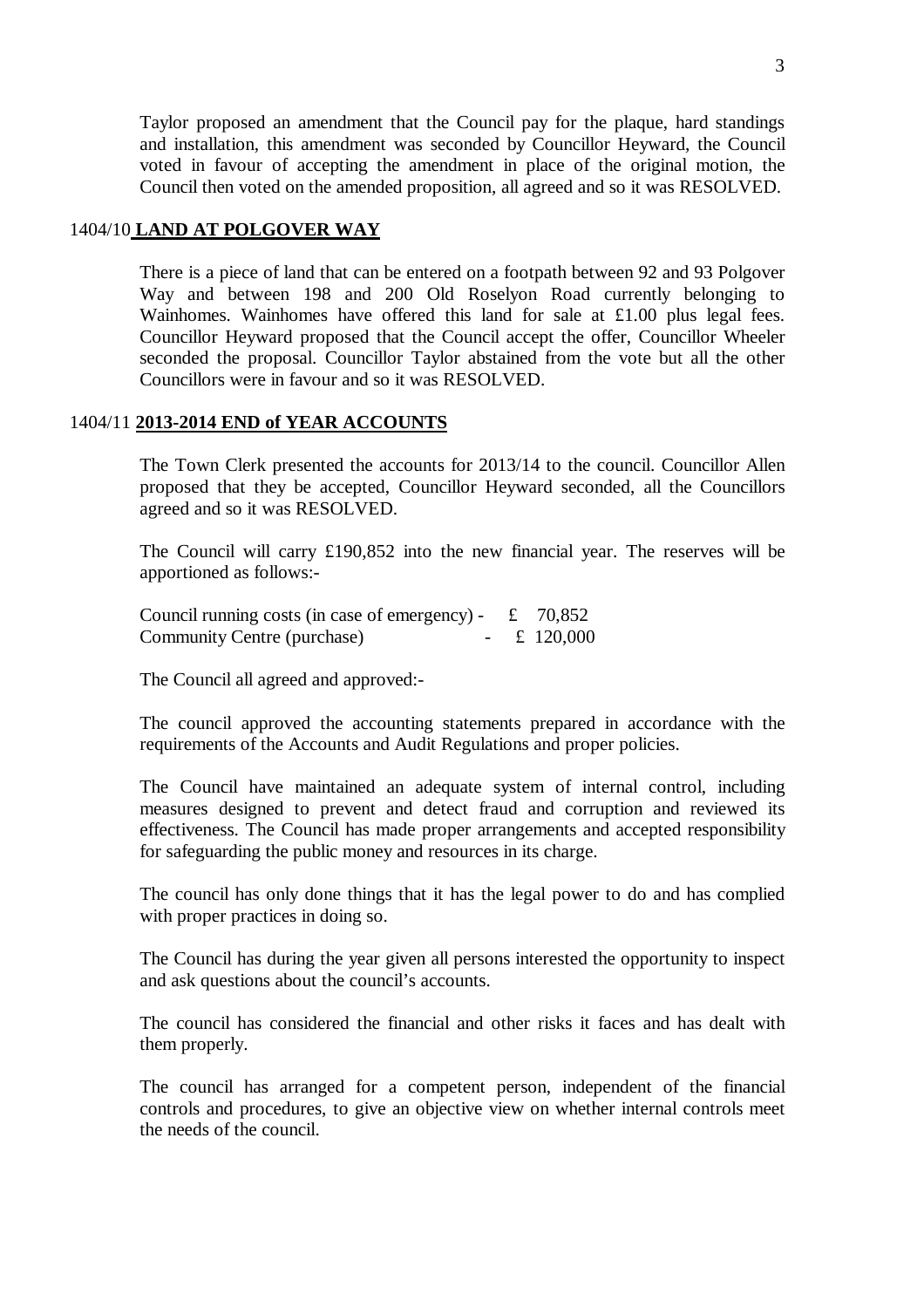Taylor proposed an amendment that the Council pay for the plaque, hard standings and installation, this amendment was seconded by Councillor Heyward, the Council voted in favour of accepting the amendment in place of the original motion, the Council then voted on the amended proposition, all agreed and so it was RESOLVED.

## 1404/10 **LAND AT POLGOVER WAY**

There is a piece of land that can be entered on a footpath between 92 and 93 Polgover Way and between 198 and 200 Old Roselyon Road currently belonging to Wainhomes. Wainhomes have offered this land for sale at £1.00 plus legal fees. Councillor Heyward proposed that the Council accept the offer, Councillor Wheeler seconded the proposal. Councillor Taylor abstained from the vote but all the other Councillors were in favour and so it was RESOLVED.

## 1404/11 **2013-2014 END of YEAR ACCOUNTS**

The Town Clerk presented the accounts for 2013/14 to the council. Councillor Allen proposed that they be accepted, Councillor Heyward seconded, all the Councillors agreed and so it was RESOLVED.

The Council will carry £190,852 into the new financial year. The reserves will be apportioned as follows:-

Council running costs (in case of emergency) - £ 70,852
Community Centre (purchase) - £ 120,000

The Council all agreed and approved:-

The council approved the accounting statements prepared in accordance with the requirements of the Accounts and Audit Regulations and proper policies.

The Council have maintained an adequate system of internal control, including measures designed to prevent and detect fraud and corruption and reviewed its effectiveness. The Council has made proper arrangements and accepted responsibility for safeguarding the public money and resources in its charge.

The council has only done things that it has the legal power to do and has complied with proper practices in doing so.

The Council has during the year given all persons interested the opportunity to inspect and ask questions about the council's accounts.

The council has considered the financial and other risks it faces and has dealt with them properly.

The council has arranged for a competent person, independent of the financial controls and procedures, to give an objective view on whether internal controls meet the needs of the council.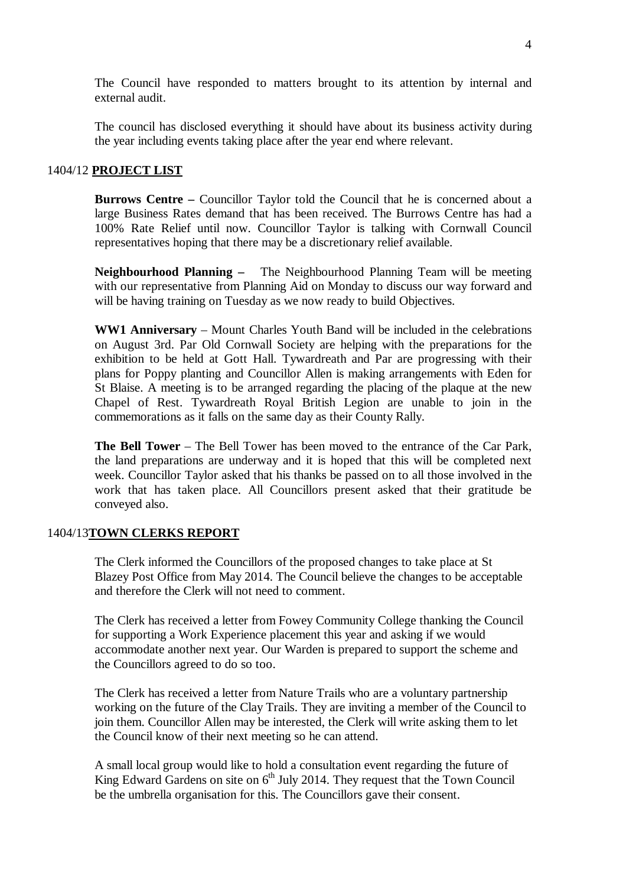The Council have responded to matters brought to its attention by internal and external audit.

The council has disclosed everything it should have about its business activity during the year including events taking place after the year end where relevant.

1404/12 **PROJECT LIST**

**Burrows Centre –** Councillor Taylor told the Council that he is concerned about a large Business Rates demand that has been received. The Burrows Centre has had a 100% Rate Relief until now. Councillor Taylor is talking with Cornwall Council representatives hoping that there may be a discretionary relief available.

**Neighbourhood Planning –** The Neighbourhood Planning Team will be meeting with our representative from Planning Aid on Monday to discuss our way forward and will be having training on Tuesday as we now ready to build Objectives.

**WW1 Anniversary** – Mount Charles Youth Band will be included in the celebrations on August 3rd. Par Old Cornwall Society are helping with the preparations for the exhibition to be held at Gott Hall. Tywardreath and Par are progressing with their plans for Poppy planting and Councillor Allen is making arrangements with Eden for St Blaise. A meeting is to be arranged regarding the placing of the plaque at the new Chapel of Rest. Tywardreath Royal British Legion are unable to join in the commemorations as it falls on the same day as their County Rally.

**The Bell Tower** – The Bell Tower has been moved to the entrance of the Car Park, the land preparations are underway and it is hoped that this will be completed next week. Councillor Taylor asked that his thanks be passed on to all those involved in the work that has taken place. All Councillors present asked that their gratitude be conveyed also.

1404/13**TOWN CLERKS REPORT**

The Clerk informed the Councillors of the proposed changes to take place at St Blazey Post Office from May 2014. The Council believe the changes to be acceptable and therefore the Clerk will not need to comment.

The Clerk has received a letter from Fowey Community College thanking the Council for supporting a Work Experience placement this year and asking if we would accommodate another next year. Our Warden is prepared to support the scheme and the Councillors agreed to do so too.

The Clerk has received a letter from Nature Trails who are a voluntary partnership working on the future of the Clay Trails. They are inviting a member of the Council to join them. Councillor Allen may be interested, the Clerk will write asking them to let the Council know of their next meeting so he can attend.

A small local group would like to hold a consultation event regarding the future of King Edward Gardens on site on 6th July 2014. They request that the Town Council be the umbrella organisation for this. The Councillors gave their consent.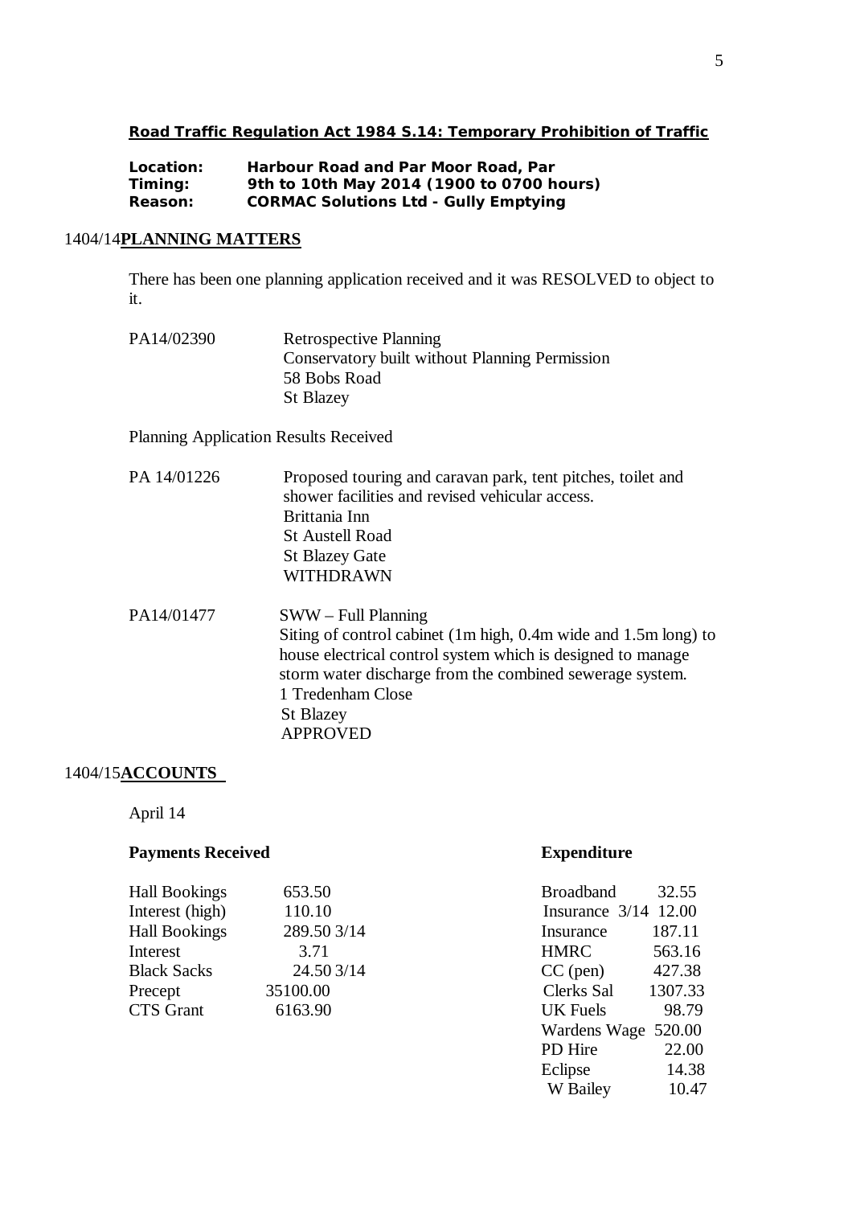**Road Traffic Regulation Act 1984 S.14: Temporary Prohibition of Traffic**

**Location:** **Harbour Road and Par Moor Road, Par**
**Timing:** **9th to 10th May 2014 (1900 to 0700 hours)**
**Reason:** **CORMAC Solutions Ltd - Gully Emptying**

## 1404/14 PLANNING MATTERS

There has been one planning application received and it was RESOLVED to object to it.

PA14/02390 Retrospective Planning
Conservatory built without Planning Permission
58 Bobs Road
St Blazey

Planning Application Results Received

PA 14/01226 Proposed touring and caravan park, tent pitches, toilet and shower facilities and revised vehicular access.
Brittania Inn
St Austell Road
St Blazey Gate
WITHDRAWN

PA14/01477 SWW – Full Planning
Siting of control cabinet (1m high, 0.4m wide and 1.5m long) to house electrical control system which is designed to manage storm water discharge from the combined sewerage system.
1 Tredenham Close
St Blazey
APPROVED

## 1404/15 ACCOUNTS

April 14

**Payments Received**

| | |
|---|---|
| Hall Bookings | 653.50 |
| Interest (high) | 110.10 |
| Hall Bookings | 289.50 3/14 |
| Interest | 3.71 |
| Black Sacks | 24.50 3/14 |
| Precept | 35100.00 |
| CTS Grant | 6163.90 |

**Expenditure**

| | |
|---|---|
| Broadband | 32.55 |
| Insurance 3/14 | 12.00 |
| Insurance | 187.11 |
| HMRC | 563.16 |
| CC (pen) | 427.38 |
| Clerks Sal | 1307.33 |
| UK Fuels | 98.79 |
| Wardens Wage | 520.00 |
| PD Hire | 22.00 |
| Eclipse | 14.38 |
| W Bailey | 10.47 |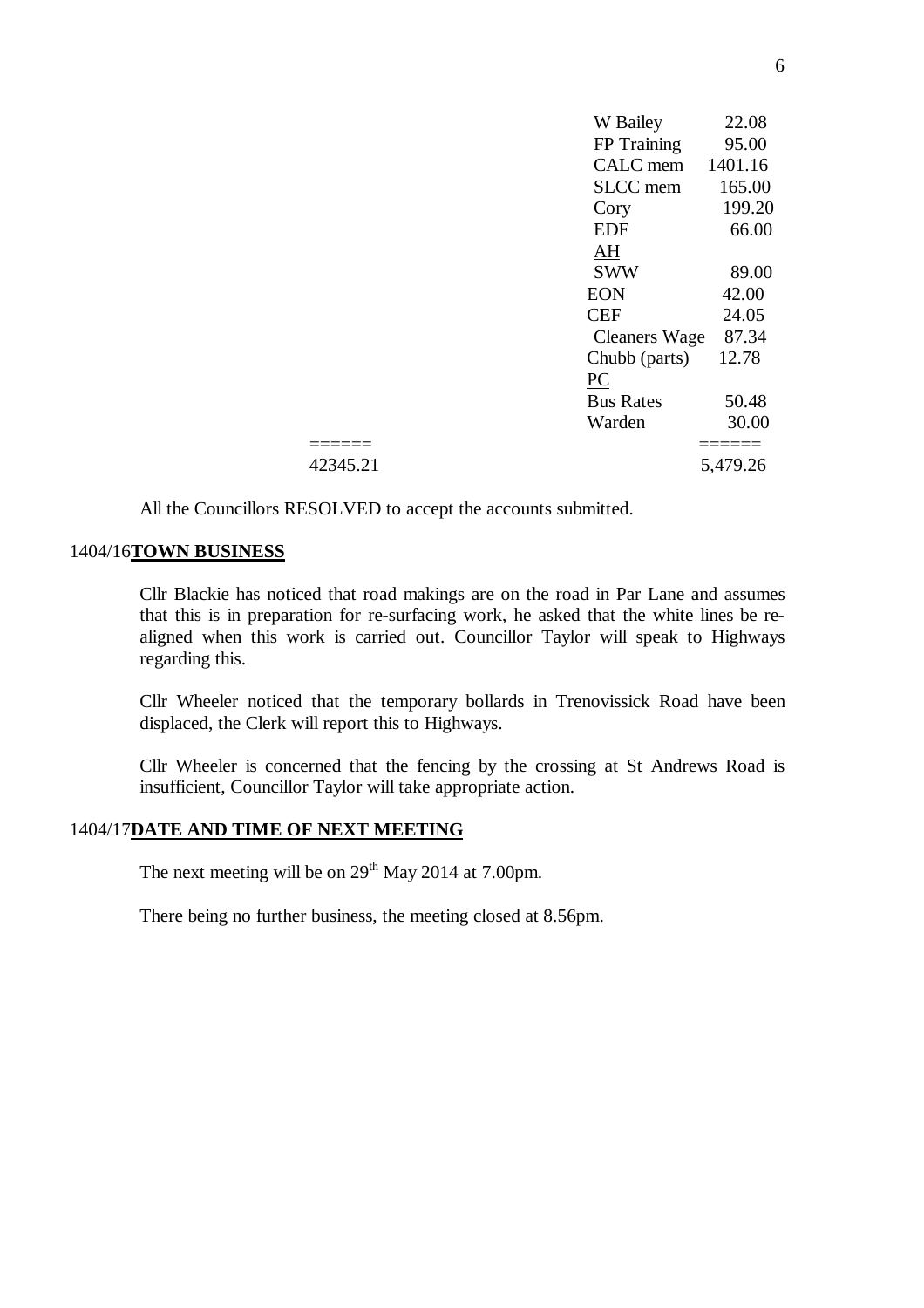| | | |
|---|---|---|
| | W Bailey | 22.08 |
| | FP Training | 95.00 |
| | CALC mem | 1401.16 |
| | SLCC mem | 165.00 |
| | Cory | 199.20 |
| | EDF | 66.00 |
| | <u>AH</u> | |
| | SWW | 89.00 |
| | EON | 42.00 |
| | CEF | 24.05 |
| | Cleaners Wage | 87.34 |
| | Chubb (parts) | 12.78 |
| | <u>PC</u> | |
| | Bus Rates | 50.48 |
| | Warden | 30.00 |
| ====== | | ====== |
| 42345.21 | | 5,479.26 |

All the Councillors RESOLVED to accept the accounts submitted.

## 1404/16 **TOWN BUSINESS**

Cllr Blackie has noticed that road makings are on the road in Par Lane and assumes that this is in preparation for re-surfacing work, he asked that the white lines be re-aligned when this work is carried out. Councillor Taylor will speak to Highways regarding this.

Cllr Wheeler noticed that the temporary bollards in Trenovissick Road have been displaced, the Clerk will report this to Highways.

Cllr Wheeler is concerned that the fencing by the crossing at St Andrews Road is insufficient, Councillor Taylor will take appropriate action.

## 1404/17 **DATE AND TIME OF NEXT MEETING**

The next meeting will be on 29th May 2014 at 7.00pm.

There being no further business, the meeting closed at 8.56pm.